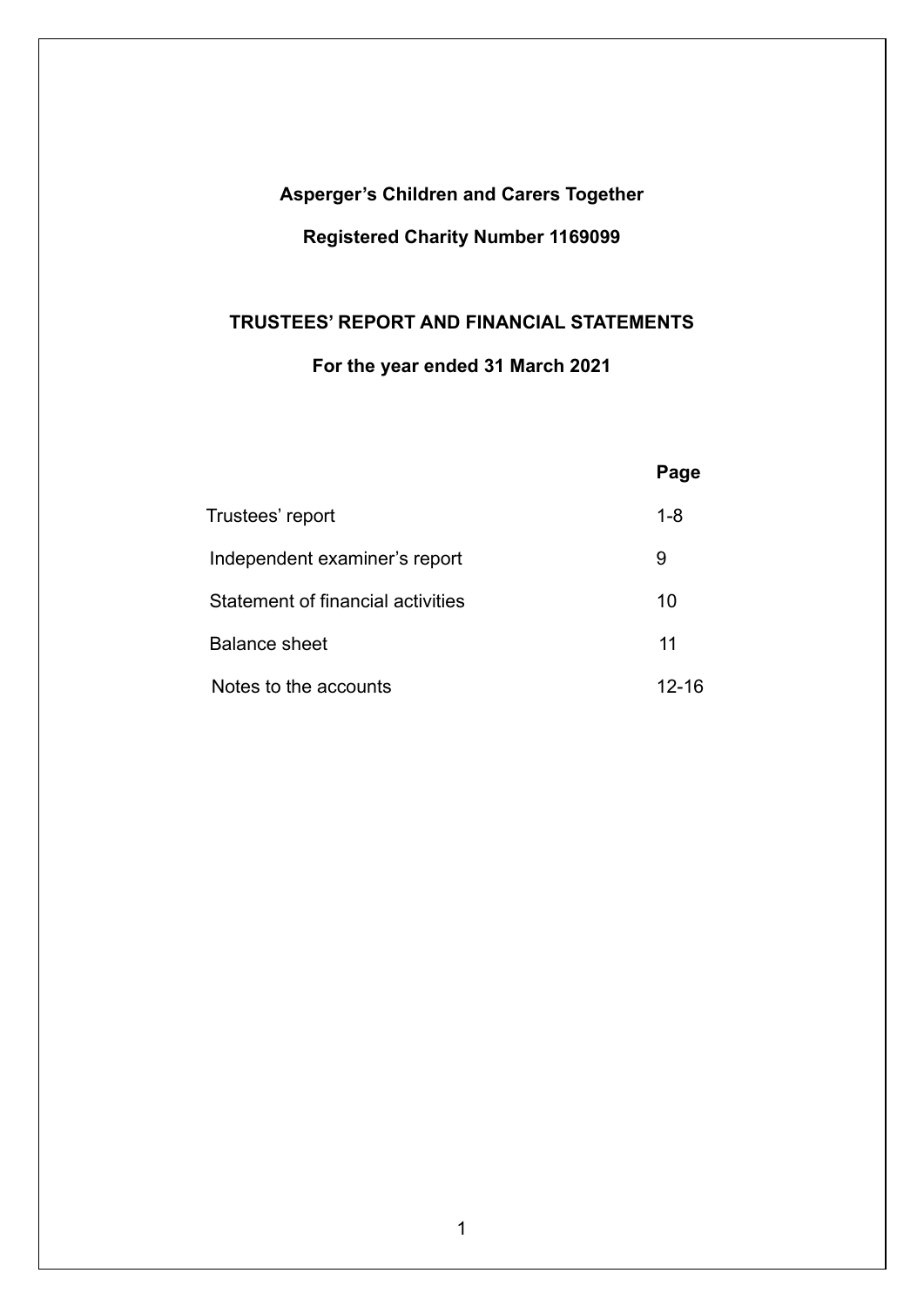**Asperger's Children and Carers Together**

**Registered Charity Number 1169099**

**TRUSTEES' REPORT AND FINANCIAL STATEMENTS**

**For the year ended 31 March 2021**

| | **Page** |
|---|---|
| Trustees' report | 1-8 |
| Independent examiner's report | 9 |
| Statement of financial activities | 10 |
| Balance sheet | 11 |
| Notes to the accounts | 12-16 |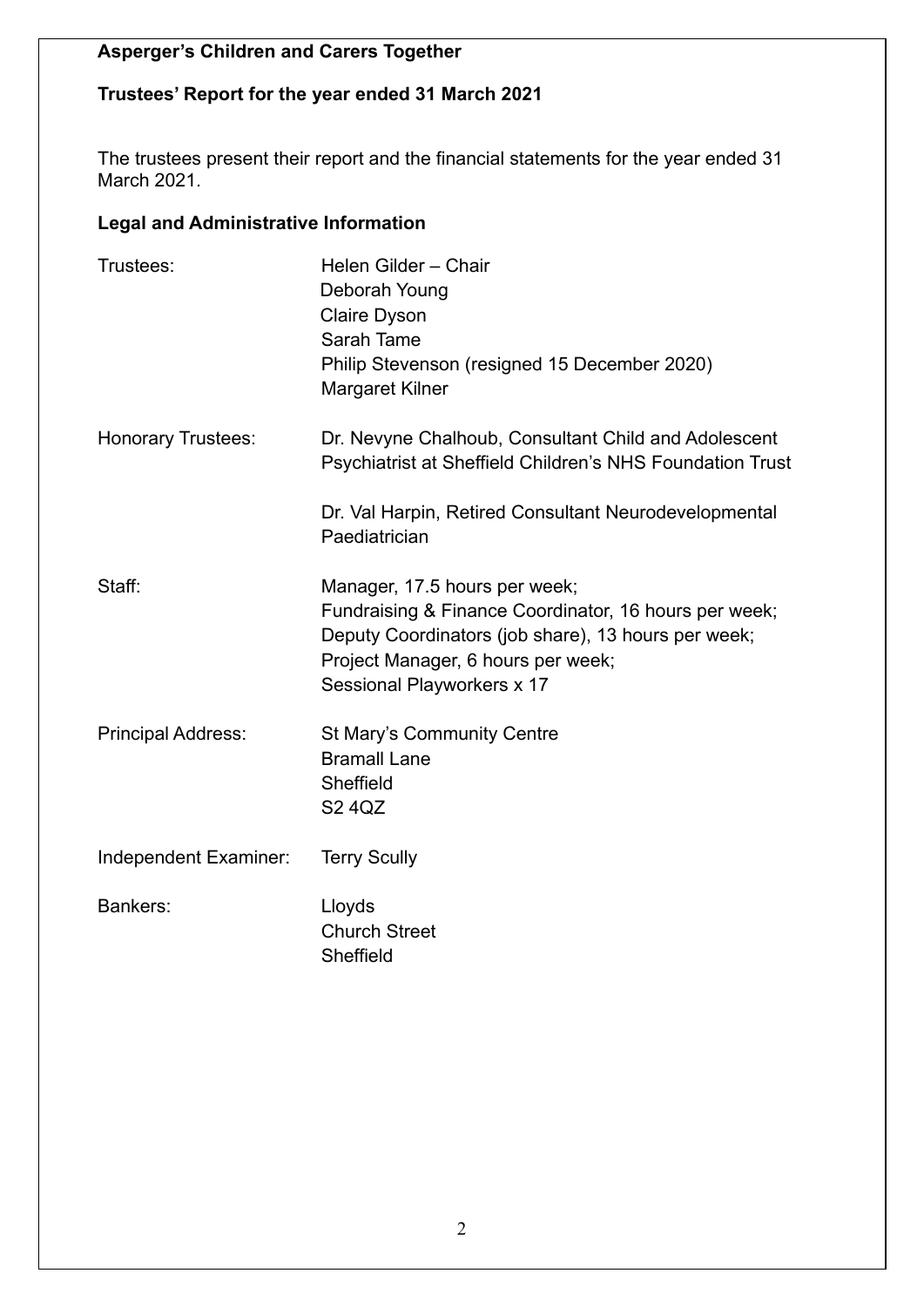**Asperger's Children and Carers Together**

**Trustees' Report for the year ended 31 March 2021**

The trustees present their report and the financial statements for the year ended 31 March 2021.

**Legal and Administrative Information**

| | |
|---|---|
| Trustees: | Helen Gilder – Chair<br>Deborah Young<br>Claire Dyson<br>Sarah Tame<br>Philip Stevenson (resigned 15 December 2020)<br>Margaret Kilner |
| Honorary Trustees: | Dr. Nevyne Chalhoub, Consultant Child and Adolescent Psychiatrist at Sheffield Children's NHS Foundation Trust<br><br>Dr. Val Harpin, Retired Consultant Neurodevelopmental Paediatrician |
| Staff: | Manager, 17.5 hours per week;<br>Fundraising & Finance Coordinator, 16 hours per week;<br>Deputy Coordinators (job share), 13 hours per week;<br>Project Manager, 6 hours per week;<br>Sessional Playworkers x 17 |
| Principal Address: | St Mary's Community Centre<br>Bramall Lane<br>Sheffield<br>S2 4QZ |
| Independent Examiner: | Terry Scully |
| Bankers: | Lloyds<br>Church Street<br>Sheffield |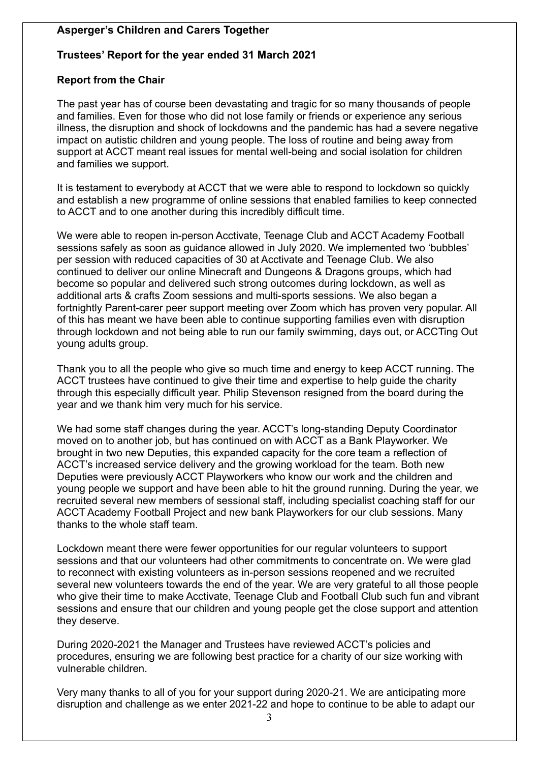**Asperger's Children and Carers Together**

**Trustees' Report for the year ended 31 March 2021**

**Report from the Chair**

The past year has of course been devastating and tragic for so many thousands of people and families. Even for those who did not lose family or friends or experience any serious illness, the disruption and shock of lockdowns and the pandemic has had a severe negative impact on autistic children and young people. The loss of routine and being away from support at ACCT meant real issues for mental well-being and social isolation for children and families we support.

It is testament to everybody at ACCT that we were able to respond to lockdown so quickly and establish a new programme of online sessions that enabled families to keep connected to ACCT and to one another during this incredibly difficult time.

We were able to reopen in-person Acctivate, Teenage Club and ACCT Academy Football sessions safely as soon as guidance allowed in July 2020. We implemented two 'bubbles' per session with reduced capacities of 30 at Acctivate and Teenage Club. We also continued to deliver our online Minecraft and Dungeons & Dragons groups, which had become so popular and delivered such strong outcomes during lockdown, as well as additional arts & crafts Zoom sessions and multi-sports sessions. We also began a fortnightly Parent-carer peer support meeting over Zoom which has proven very popular. All of this has meant we have been able to continue supporting families even with disruption through lockdown and not being able to run our family swimming, days out, or ACCTing Out young adults group.

Thank you to all the people who give so much time and energy to keep ACCT running. The ACCT trustees have continued to give their time and expertise to help guide the charity through this especially difficult year. Philip Stevenson resigned from the board during the year and we thank him very much for his service.

We had some staff changes during the year. ACCT's long-standing Deputy Coordinator moved on to another job, but has continued on with ACCT as a Bank Playworker. We brought in two new Deputies, this expanded capacity for the core team a reflection of ACCT's increased service delivery and the growing workload for the team. Both new Deputies were previously ACCT Playworkers who know our work and the children and young people we support and have been able to hit the ground running. During the year, we recruited several new members of sessional staff, including specialist coaching staff for our ACCT Academy Football Project and new bank Playworkers for our club sessions. Many thanks to the whole staff team.

Lockdown meant there were fewer opportunities for our regular volunteers to support sessions and that our volunteers had other commitments to concentrate on. We were glad to reconnect with existing volunteers as in-person sessions reopened and we recruited several new volunteers towards the end of the year. We are very grateful to all those people who give their time to make Acctivate, Teenage Club and Football Club such fun and vibrant sessions and ensure that our children and young people get the close support and attention they deserve.

During 2020-2021 the Manager and Trustees have reviewed ACCT's policies and procedures, ensuring we are following best practice for a charity of our size working with vulnerable children.

Very many thanks to all of you for your support during 2020-21. We are anticipating more disruption and challenge as we enter 2021-22 and hope to continue to be able to adapt our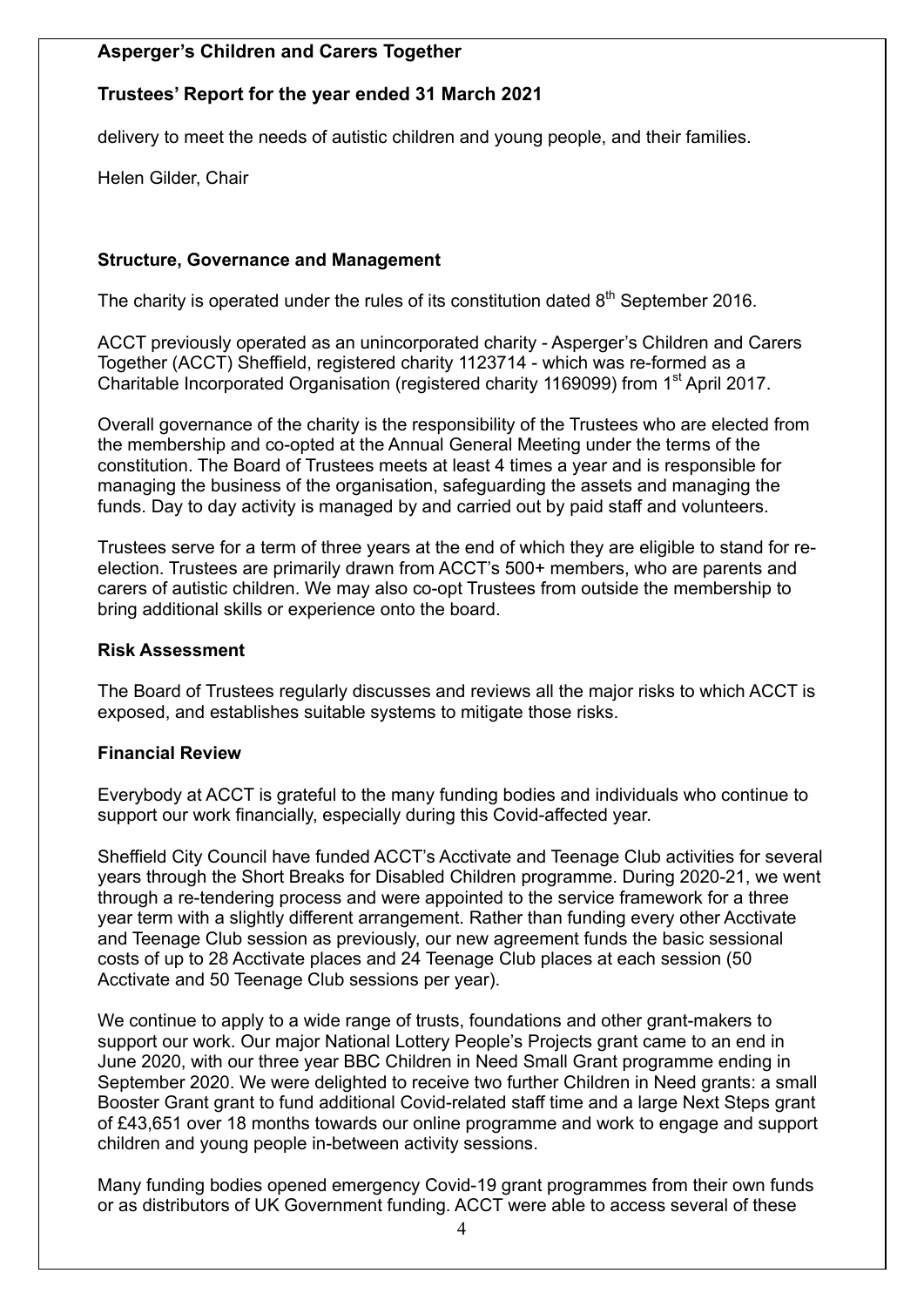delivery to meet the needs of autistic children and young people, and their families.

Helen Gilder, Chair

## Structure, Governance and Management

The charity is operated under the rules of its constitution dated 8th September 2016.

ACCT previously operated as an unincorporated charity - Asperger's Children and Carers Together (ACCT) Sheffield, registered charity 1123714 - which was re-formed as a Charitable Incorporated Organisation (registered charity 1169099) from 1st April 2017.

Overall governance of the charity is the responsibility of the Trustees who are elected from the membership and co-opted at the Annual General Meeting under the terms of the constitution. The Board of Trustees meets at least 4 times a year and is responsible for managing the business of the organisation, safeguarding the assets and managing the funds. Day to day activity is managed by and carried out by paid staff and volunteers.

Trustees serve for a term of three years at the end of which they are eligible to stand for re-election. Trustees are primarily drawn from ACCT's 500+ members, who are parents and carers of autistic children. We may also co-opt Trustees from outside the membership to bring additional skills or experience onto the board.

## Risk Assessment

The Board of Trustees regularly discusses and reviews all the major risks to which ACCT is exposed, and establishes suitable systems to mitigate those risks.

## Financial Review

Everybody at ACCT is grateful to the many funding bodies and individuals who continue to support our work financially, especially during this Covid-affected year.

Sheffield City Council have funded ACCT's Acctivate and Teenage Club activities for several years through the Short Breaks for Disabled Children programme. During 2020-21, we went through a re-tendering process and were appointed to the service framework for a three year term with a slightly different arrangement. Rather than funding every other Acctivate and Teenage Club session as previously, our new agreement funds the basic sessional costs of up to 28 Acctivate places and 24 Teenage Club places at each session (50 Acctivate and 50 Teenage Club sessions per year).

We continue to apply to a wide range of trusts, foundations and other grant-makers to support our work. Our major National Lottery People's Projects grant came to an end in June 2020, with our three year BBC Children in Need Small Grant programme ending in September 2020. We were delighted to receive two further Children in Need grants: a small Booster Grant grant to fund additional Covid-related staff time and a large Next Steps grant of £43,651 over 18 months towards our online programme and work to engage and support children and young people in-between activity sessions.

Many funding bodies opened emergency Covid-19 grant programmes from their own funds or as distributors of UK Government funding. ACCT were able to access several of these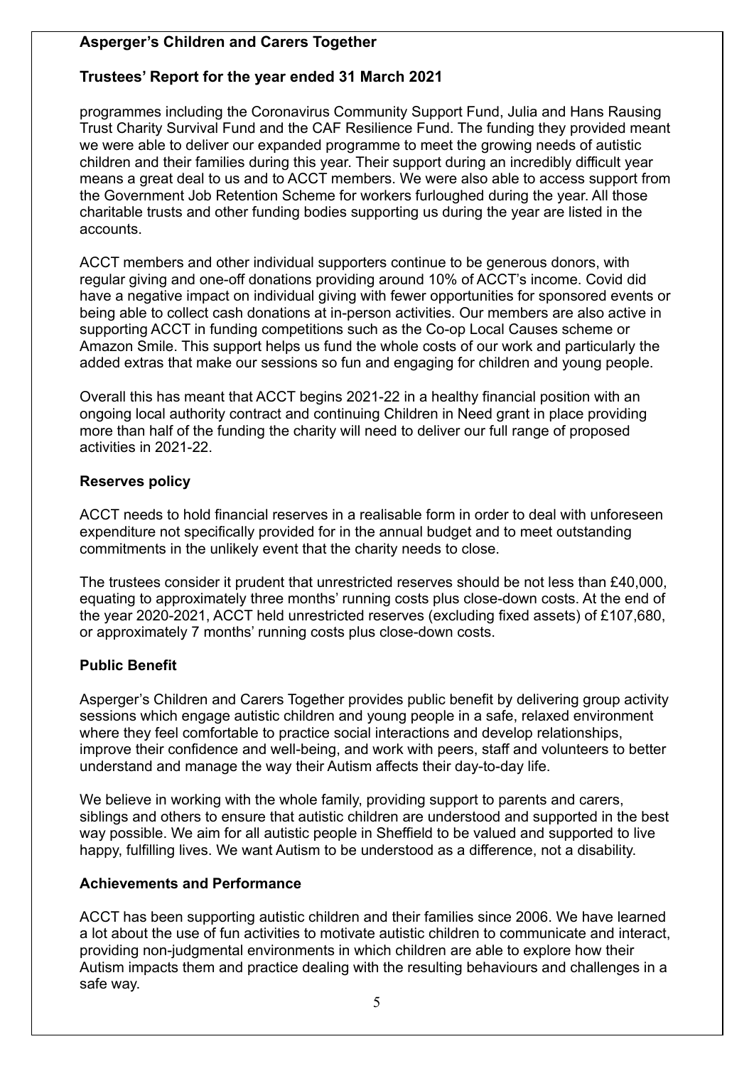programmes including the Coronavirus Community Support Fund, Julia and Hans Rausing Trust Charity Survival Fund and the CAF Resilience Fund. The funding they provided meant we were able to deliver our expanded programme to meet the growing needs of autistic children and their families during this year. Their support during an incredibly difficult year means a great deal to us and to ACCT members. We were also able to access support from the Government Job Retention Scheme for workers furloughed during the year. All those charitable trusts and other funding bodies supporting us during the year are listed in the accounts.

ACCT members and other individual supporters continue to be generous donors, with regular giving and one-off donations providing around 10% of ACCT's income. Covid did have a negative impact on individual giving with fewer opportunities for sponsored events or being able to collect cash donations at in-person activities. Our members are also active in supporting ACCT in funding competitions such as the Co-op Local Causes scheme or Amazon Smile. This support helps us fund the whole costs of our work and particularly the added extras that make our sessions so fun and engaging for children and young people.

Overall this has meant that ACCT begins 2021-22 in a healthy financial position with an ongoing local authority contract and continuing Children in Need grant in place providing more than half of the funding the charity will need to deliver our full range of proposed activities in 2021-22.

**Reserves policy**

ACCT needs to hold financial reserves in a realisable form in order to deal with unforeseen expenditure not specifically provided for in the annual budget and to meet outstanding commitments in the unlikely event that the charity needs to close.

The trustees consider it prudent that unrestricted reserves should be not less than £40,000, equating to approximately three months' running costs plus close-down costs. At the end of the year 2020-2021, ACCT held unrestricted reserves (excluding fixed assets) of £107,680, or approximately 7 months' running costs plus close-down costs.

**Public Benefit**

Asperger's Children and Carers Together provides public benefit by delivering group activity sessions which engage autistic children and young people in a safe, relaxed environment where they feel comfortable to practice social interactions and develop relationships, improve their confidence and well-being, and work with peers, staff and volunteers to better understand and manage the way their Autism affects their day-to-day life.

We believe in working with the whole family, providing support to parents and carers, siblings and others to ensure that autistic children are understood and supported in the best way possible. We aim for all autistic people in Sheffield to be valued and supported to live happy, fulfilling lives. We want Autism to be understood as a difference, not a disability.

**Achievements and Performance**

ACCT has been supporting autistic children and their families since 2006. We have learned a lot about the use of fun activities to motivate autistic children to communicate and interact, providing non-judgmental environments in which children are able to explore how their Autism impacts them and practice dealing with the resulting behaviours and challenges in a safe way.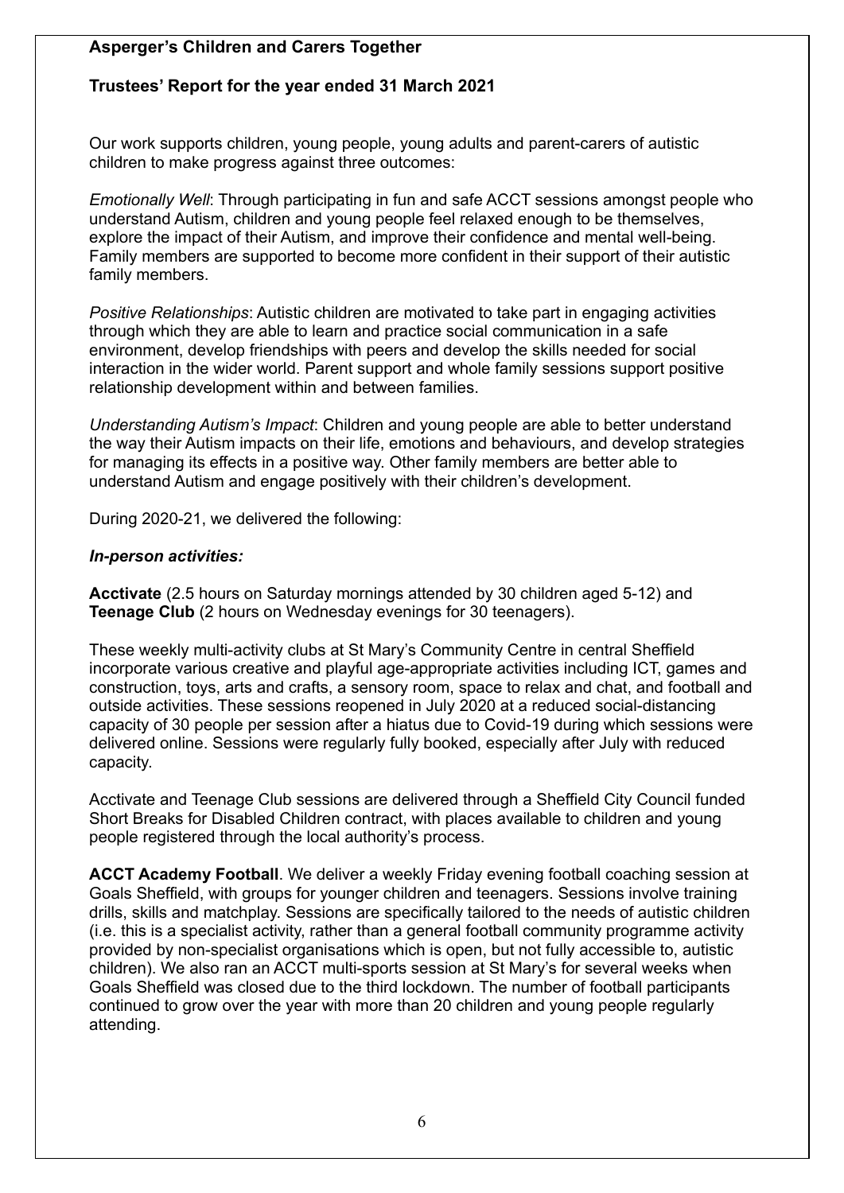**Asperger's Children and Carers Together**

**Trustees' Report for the year ended 31 March 2021**

Our work supports children, young people, young adults and parent-carers of autistic children to make progress against three outcomes:

*Emotionally Well*: Through participating in fun and safe ACCT sessions amongst people who understand Autism, children and young people feel relaxed enough to be themselves, explore the impact of their Autism, and improve their confidence and mental well-being. Family members are supported to become more confident in their support of their autistic family members.

*Positive Relationships*: Autistic children are motivated to take part in engaging activities through which they are able to learn and practice social communication in a safe environment, develop friendships with peers and develop the skills needed for social interaction in the wider world. Parent support and whole family sessions support positive relationship development within and between families.

*Understanding Autism's Impact*: Children and young people are able to better understand the way their Autism impacts on their life, emotions and behaviours, and develop strategies for managing its effects in a positive way. Other family members are better able to understand Autism and engage positively with their children's development.

During 2020-21, we delivered the following:

***In-person activities:***

**Acctivate** (2.5 hours on Saturday mornings attended by 30 children aged 5-12) and **Teenage Club** (2 hours on Wednesday evenings for 30 teenagers).

These weekly multi-activity clubs at St Mary's Community Centre in central Sheffield incorporate various creative and playful age-appropriate activities including ICT, games and construction, toys, arts and crafts, a sensory room, space to relax and chat, and football and outside activities. These sessions reopened in July 2020 at a reduced social-distancing capacity of 30 people per session after a hiatus due to Covid-19 during which sessions were delivered online. Sessions were regularly fully booked, especially after July with reduced capacity.

Acctivate and Teenage Club sessions are delivered through a Sheffield City Council funded Short Breaks for Disabled Children contract, with places available to children and young people registered through the local authority's process.

**ACCT Academy Football**. We deliver a weekly Friday evening football coaching session at Goals Sheffield, with groups for younger children and teenagers. Sessions involve training drills, skills and matchplay. Sessions are specifically tailored to the needs of autistic children (i.e. this is a specialist activity, rather than a general football community programme activity provided by non-specialist organisations which is open, but not fully accessible to, autistic children). We also ran an ACCT multi-sports session at St Mary's for several weeks when Goals Sheffield was closed due to the third lockdown. The number of football participants continued to grow over the year with more than 20 children and young people regularly attending.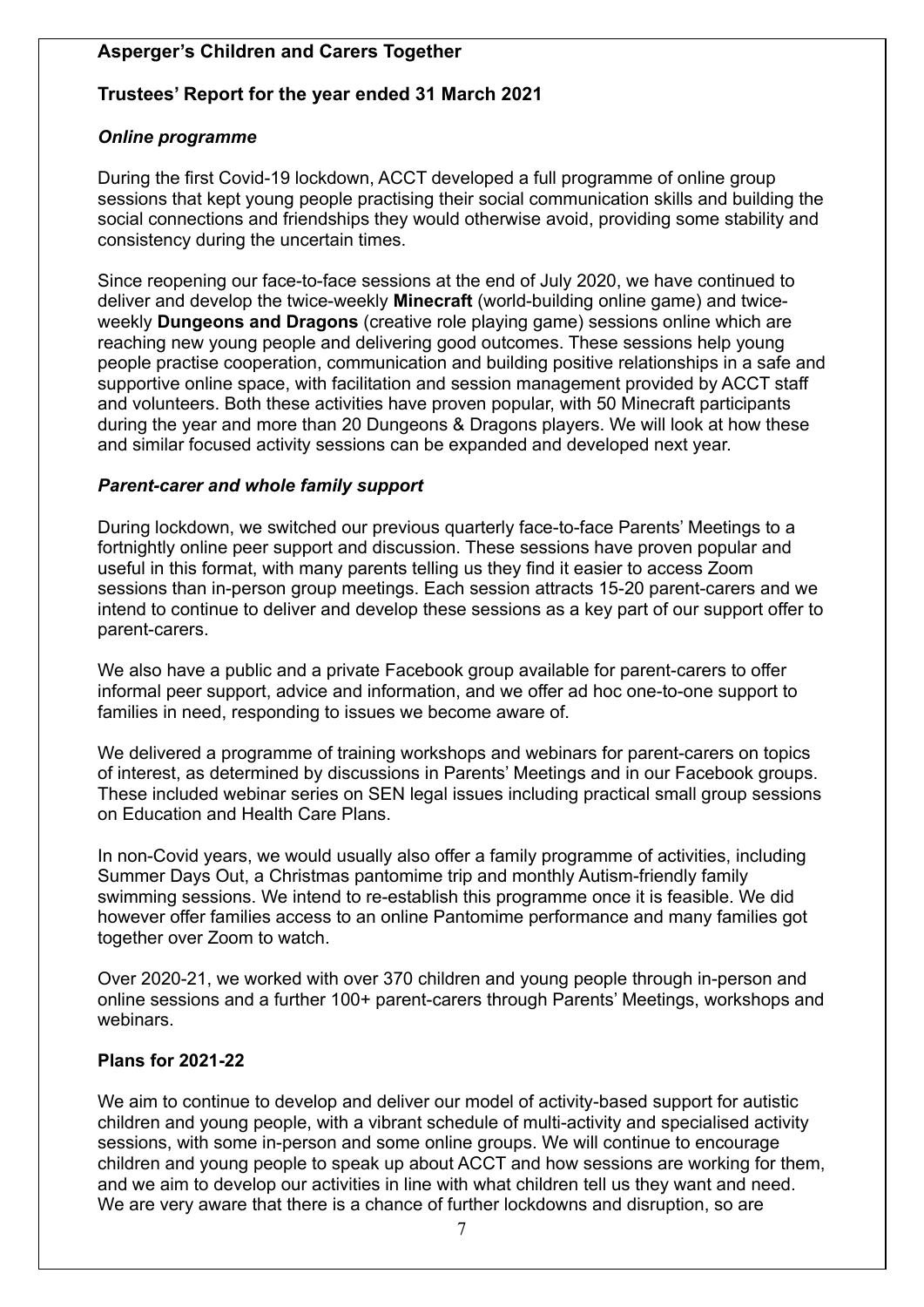**Asperger's Children and Carers Together**

**Trustees' Report for the year ended 31 March 2021**

***Online programme***

During the first Covid-19 lockdown, ACCT developed a full programme of online group sessions that kept young people practising their social communication skills and building the social connections and friendships they would otherwise avoid, providing some stability and consistency during the uncertain times.

Since reopening our face-to-face sessions at the end of July 2020, we have continued to deliver and develop the twice-weekly **Minecraft** (world-building online game) and twice-weekly **Dungeons and Dragons** (creative role playing game) sessions online which are reaching new young people and delivering good outcomes. These sessions help young people practise cooperation, communication and building positive relationships in a safe and supportive online space, with facilitation and session management provided by ACCT staff and volunteers. Both these activities have proven popular, with 50 Minecraft participants during the year and more than 20 Dungeons & Dragons players. We will look at how these and similar focused activity sessions can be expanded and developed next year.

***Parent-carer and whole family support***

During lockdown, we switched our previous quarterly face-to-face Parents' Meetings to a fortnightly online peer support and discussion. These sessions have proven popular and useful in this format, with many parents telling us they find it easier to access Zoom sessions than in-person group meetings. Each session attracts 15-20 parent-carers and we intend to continue to deliver and develop these sessions as a key part of our support offer to parent-carers.

We also have a public and a private Facebook group available for parent-carers to offer informal peer support, advice and information, and we offer ad hoc one-to-one support to families in need, responding to issues we become aware of.

We delivered a programme of training workshops and webinars for parent-carers on topics of interest, as determined by discussions in Parents' Meetings and in our Facebook groups. These included webinar series on SEN legal issues including practical small group sessions on Education and Health Care Plans.

In non-Covid years, we would usually also offer a family programme of activities, including Summer Days Out, a Christmas pantomime trip and monthly Autism-friendly family swimming sessions. We intend to re-establish this programme once it is feasible. We did however offer families access to an online Pantomime performance and many families got together over Zoom to watch.

Over 2020-21, we worked with over 370 children and young people through in-person and online sessions and a further 100+ parent-carers through Parents' Meetings, workshops and webinars.

**Plans for 2021-22**

We aim to continue to develop and deliver our model of activity-based support for autistic children and young people, with a vibrant schedule of multi-activity and specialised activity sessions, with some in-person and some online groups. We will continue to encourage children and young people to speak up about ACCT and how sessions are working for them, and we aim to develop our activities in line with what children tell us they want and need. We are very aware that there is a chance of further lockdowns and disruption, so are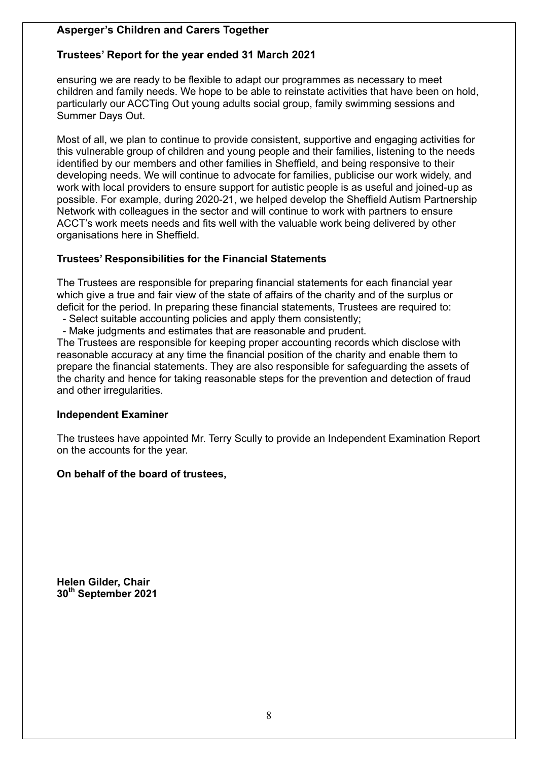ensuring we are ready to be flexible to adapt our programmes as necessary to meet children and family needs. We hope to be able to reinstate activities that have been on hold, particularly our ACCTing Out young adults social group, family swimming sessions and Summer Days Out.

Most of all, we plan to continue to provide consistent, supportive and engaging activities for this vulnerable group of children and young people and their families, listening to the needs identified by our members and other families in Sheffield, and being responsive to their developing needs. We will continue to advocate for families, publicise our work widely, and work with local providers to ensure support for autistic people is as useful and joined-up as possible. For example, during 2020-21, we helped develop the Sheffield Autism Partnership Network with colleagues in the sector and will continue to work with partners to ensure ACCT's work meets needs and fits well with the valuable work being delivered by other organisations here in Sheffield.

## Trustees' Responsibilities for the Financial Statements

The Trustees are responsible for preparing financial statements for each financial year which give a true and fair view of the state of affairs of the charity and of the surplus or deficit for the period. In preparing these financial statements, Trustees are required to:

- Select suitable accounting policies and apply them consistently;
- Make judgments and estimates that are reasonable and prudent.

The Trustees are responsible for keeping proper accounting records which disclose with reasonable accuracy at any time the financial position of the charity and enable them to prepare the financial statements. They are also responsible for safeguarding the assets of the charity and hence for taking reasonable steps for the prevention and detection of fraud and other irregularities.

## Independent Examiner

The trustees have appointed Mr. Terry Scully to provide an Independent Examination Report on the accounts for the year.

**On behalf of the board of trustees,**

**Helen Gilder, Chair**
**30th September 2021**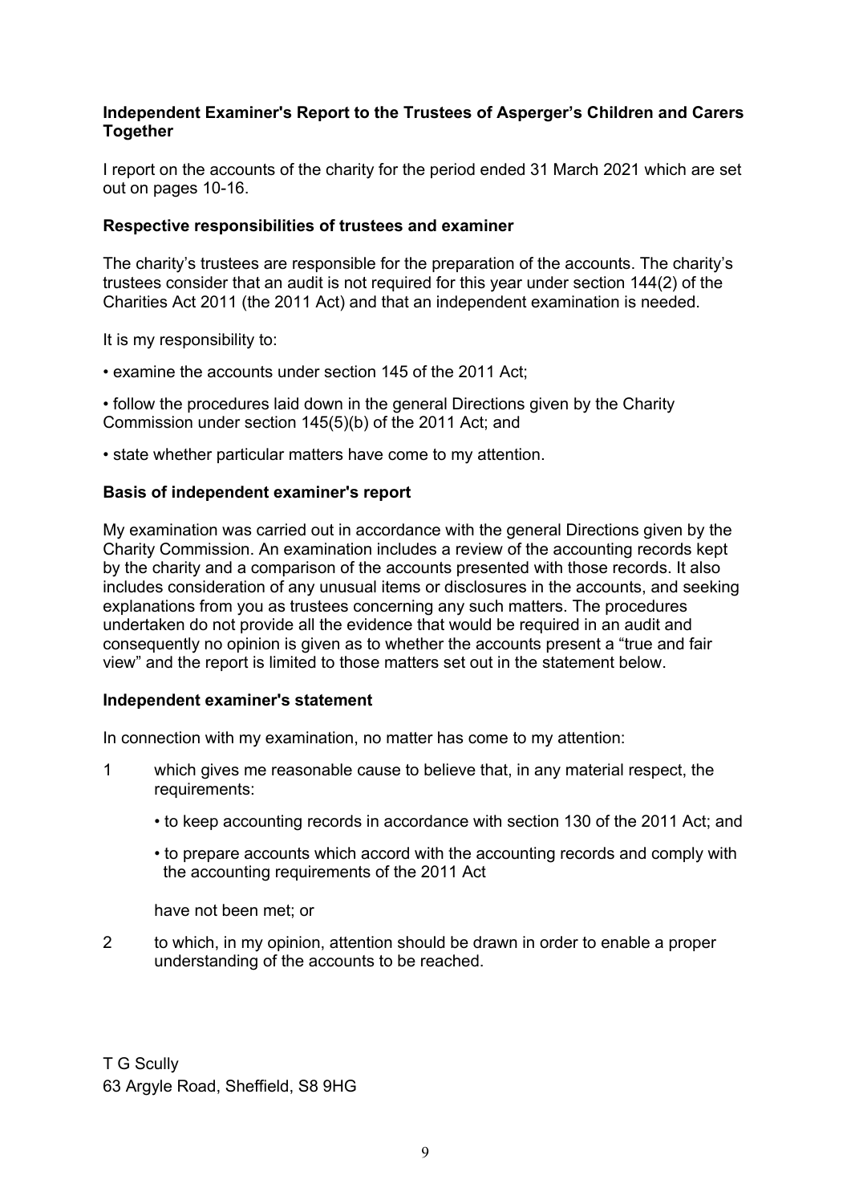**Independent Examiner's Report to the Trustees of Asperger's Children and Carers Together**

I report on the accounts of the charity for the period ended 31 March 2021 which are set out on pages 10-16.

**Respective responsibilities of trustees and examiner**

The charity's trustees are responsible for the preparation of the accounts. The charity's trustees consider that an audit is not required for this year under section 144(2) of the Charities Act 2011 (the 2011 Act) and that an independent examination is needed.

It is my responsibility to:

- examine the accounts under section 145 of the 2011 Act;
- follow the procedures laid down in the general Directions given by the Charity Commission under section 145(5)(b) of the 2011 Act; and
- state whether particular matters have come to my attention.

**Basis of independent examiner's report**

My examination was carried out in accordance with the general Directions given by the Charity Commission. An examination includes a review of the accounting records kept by the charity and a comparison of the accounts presented with those records. It also includes consideration of any unusual items or disclosures in the accounts, and seeking explanations from you as trustees concerning any such matters. The procedures undertaken do not provide all the evidence that would be required in an audit and consequently no opinion is given as to whether the accounts present a "true and fair view" and the report is limited to those matters set out in the statement below.

**Independent examiner's statement**

In connection with my examination, no matter has come to my attention:

1. which gives me reasonable cause to believe that, in any material respect, the requirements:

   - to keep accounting records in accordance with section 130 of the 2011 Act; and
   - to prepare accounts which accord with the accounting records and comply with the accounting requirements of the 2011 Act

   have not been met; or

2. to which, in my opinion, attention should be drawn in order to enable a proper understanding of the accounts to be reached.

T G Scully
63 Argyle Road, Sheffield, S8 9HG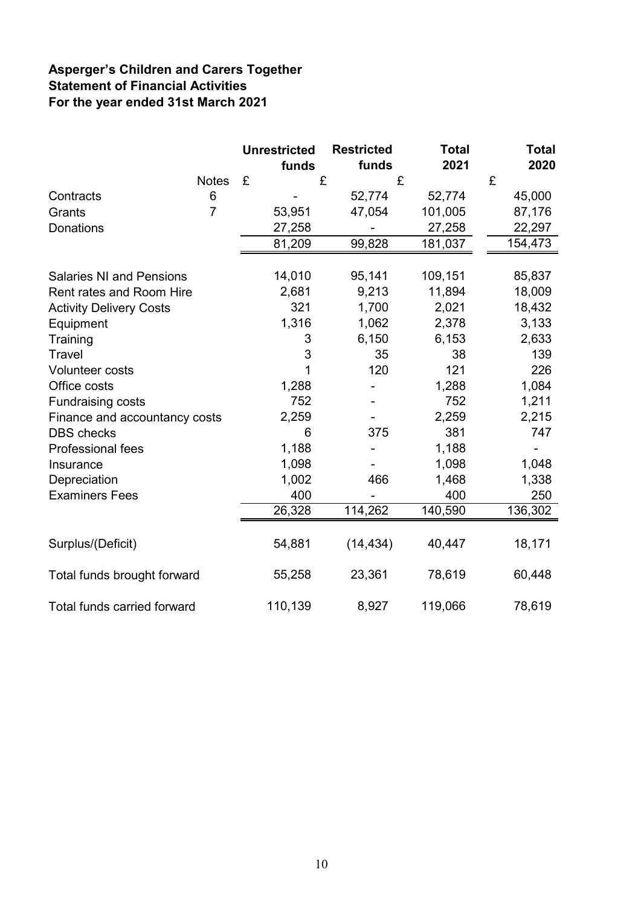**Asperger's Children and Carers Together**
**Statement of Financial Activities**
**For the year ended 31st March 2021**

| | Notes | Unrestricted funds | Restricted funds | Total 2021 | Total 2020 |
|---|---|---|---|---|---|
| | | £ | £ | £ | £ |
| Contracts | 6 | - | 52,774 | 52,774 | 45,000 |
| Grants | 7 | 53,951 | 47,054 | 101,005 | 87,176 |
| Donations | | 27,258 | - | 27,258 | 22,297 |
| | | 81,209 | 99,828 | 181,037 | 154,473 |
| Salaries NI and Pensions | | 14,010 | 95,141 | 109,151 | 85,837 |
| Rent rates and Room Hire | | 2,681 | 9,213 | 11,894 | 18,009 |
| Activity Delivery Costs | | 321 | 1,700 | 2,021 | 18,432 |
| Equipment | | 1,316 | 1,062 | 2,378 | 3,133 |
| Training | | 3 | 6,150 | 6,153 | 2,633 |
| Travel | | 3 | 35 | 38 | 139 |
| Volunteer costs | | 1 | 120 | 121 | 226 |
| Office costs | | 1,288 | - | 1,288 | 1,084 |
| Fundraising costs | | 752 | - | 752 | 1,211 |
| Finance and accountancy costs | | 2,259 | - | 2,259 | 2,215 |
| DBS checks | | 6 | 375 | 381 | 747 |
| Professional fees | | 1,188 | - | 1,188 | - |
| Insurance | | 1,098 | - | 1,098 | 1,048 |
| Depreciation | | 1,002 | 466 | 1,468 | 1,338 |
| Examiners Fees | | 400 | - | 400 | 250 |
| | | 26,328 | 114,262 | 140,590 | 136,302 |
| Surplus/(Deficit) | | 54,881 | (14,434) | 40,447 | 18,171 |
| Total funds brought forward | | 55,258 | 23,361 | 78,619 | 60,448 |
| Total funds carried forward | | 110,139 | 8,927 | 119,066 | 78,619 |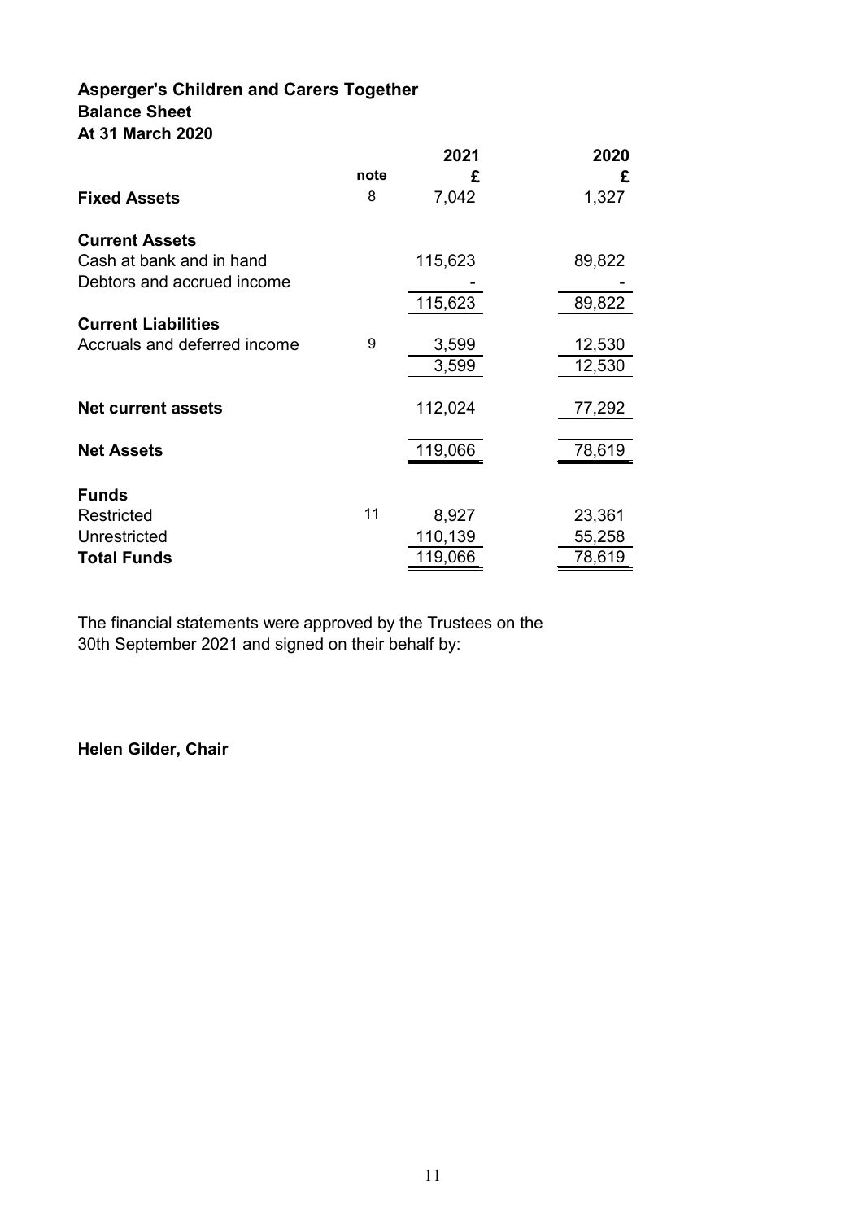# Asperger's Children and Carers Together
## Balance Sheet
## At 31 March 2020

| | note | 2021<br>£ | 2020<br>£ |
|---|---|---|---|
| **Fixed Assets** | 8 | 7,042 | 1,327 |
| | | | |
| **Current Assets** | | | |
| Cash at bank and in hand | | 115,623 | 89,822 |
| Debtors and accrued income | | - | - |
| | | 115,623 | 89,822 |
| **Current Liabilities** | | | |
| Accruals and deferred income | 9 | 3,599 | 12,530 |
| | | 3,599 | 12,530 |
| | | | |
| **Net current assets** | | 112,024 | 77,292 |
| | | | |
| **Net Assets** | | 119,066 | 78,619 |
| | | | |
| **Funds** | | | |
| Restricted | 11 | 8,927 | 23,361 |
| Unrestricted | | 110,139 | 55,258 |
| **Total Funds** | | 119,066 | 78,619 |

The financial statements were approved by the Trustees on the 30th September 2021 and signed on their behalf by:

**Helen Gilder, Chair**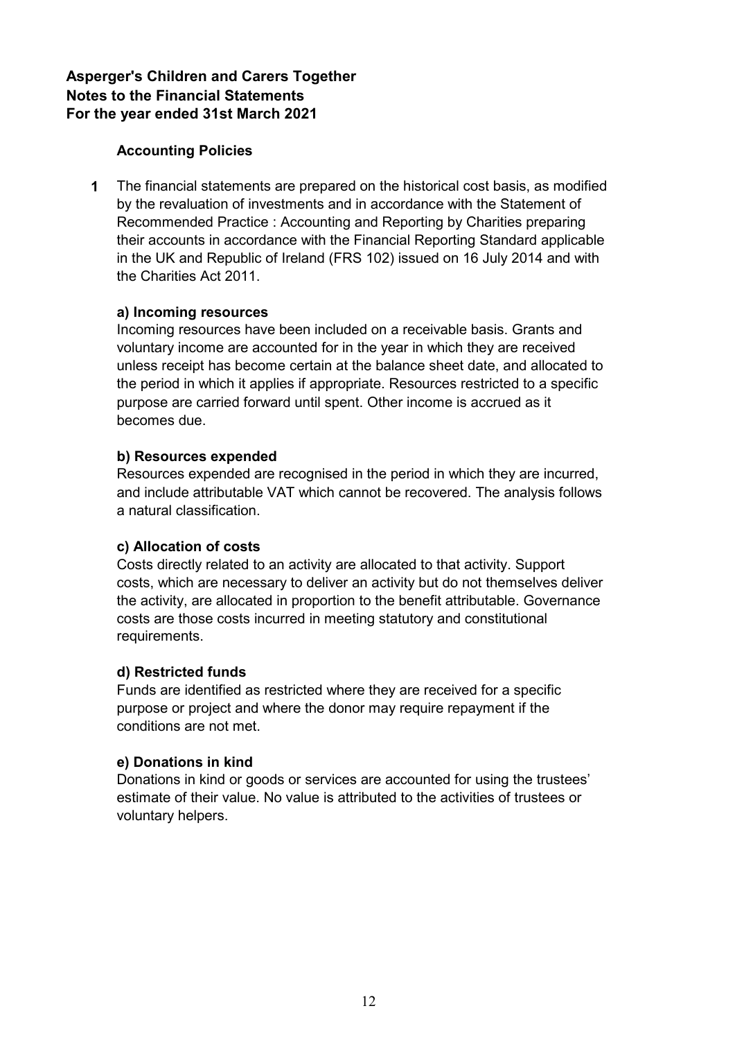**Asperger's Children and Carers Together**
**Notes to the Financial Statements**
**For the year ended 31st March 2021**

## Accounting Policies

**1** The financial statements are prepared on the historical cost basis, as modified by the revaluation of investments and in accordance with the Statement of Recommended Practice : Accounting and Reporting by Charities preparing their accounts in accordance with the Financial Reporting Standard applicable in the UK and Republic of Ireland (FRS 102) issued on 16 July 2014 and with the Charities Act 2011.

### a) Incoming resources

Incoming resources have been included on a receivable basis. Grants and voluntary income are accounted for in the year in which they are received unless receipt has become certain at the balance sheet date, and allocated to the period in which it applies if appropriate. Resources restricted to a specific purpose are carried forward until spent. Other income is accrued as it becomes due.

### b) Resources expended

Resources expended are recognised in the period in which they are incurred, and include attributable VAT which cannot be recovered. The analysis follows a natural classification.

### c) Allocation of costs

Costs directly related to an activity are allocated to that activity. Support costs, which are necessary to deliver an activity but do not themselves deliver the activity, are allocated in proportion to the benefit attributable. Governance costs are those costs incurred in meeting statutory and constitutional requirements.

### d) Restricted funds

Funds are identified as restricted where they are received for a specific purpose or project and where the donor may require repayment if the conditions are not met.

### e) Donations in kind

Donations in kind or goods or services are accounted for using the trustees' estimate of their value. No value is attributed to the activities of trustees or voluntary helpers.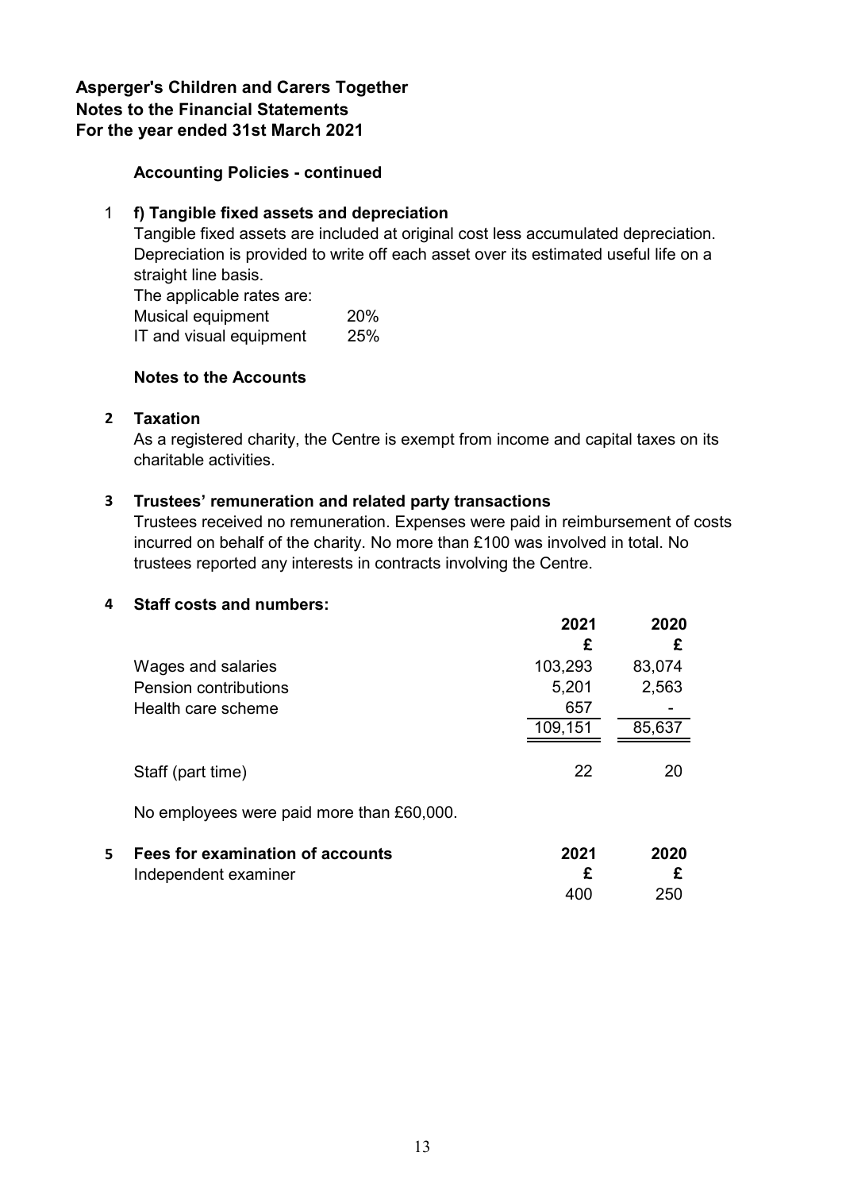**Asperger's Children and Carers Together**
**Notes to the Financial Statements**
**For the year ended 31st March 2021**

### Accounting Policies - continued

1 **f) Tangible fixed assets and depreciation**

Tangible fixed assets are included at original cost less accumulated depreciation. Depreciation is provided to write off each asset over its estimated useful life on a straight line basis.

The applicable rates are:

| | |
|---|---|
| Musical equipment | 20% |
| IT and visual equipment | 25% |

### Notes to the Accounts

**2 Taxation**

As a registered charity, the Centre is exempt from income and capital taxes on its charitable activities.

**3 Trustees' remuneration and related party transactions**

Trustees received no remuneration. Expenses were paid in reimbursement of costs incurred on behalf of the charity. No more than £100 was involved in total. No trustees reported any interests in contracts involving the Centre.

**4 Staff costs and numbers:**

| | 2021 | 2020 |
|---|---|---|
| | £ | £ |
| Wages and salaries | 103,293 | 83,074 |
| Pension contributions | 5,201 | 2,563 |
| Health care scheme | 657 | - |
| | 109,151 | 85,637 |
| Staff (part time) | 22 | 20 |

No employees were paid more than £60,000.

**5 Fees for examination of accounts**

| | 2021 | 2020 |
|---|---|---|
| Independent examiner | £ | £ |
| | 400 | 250 |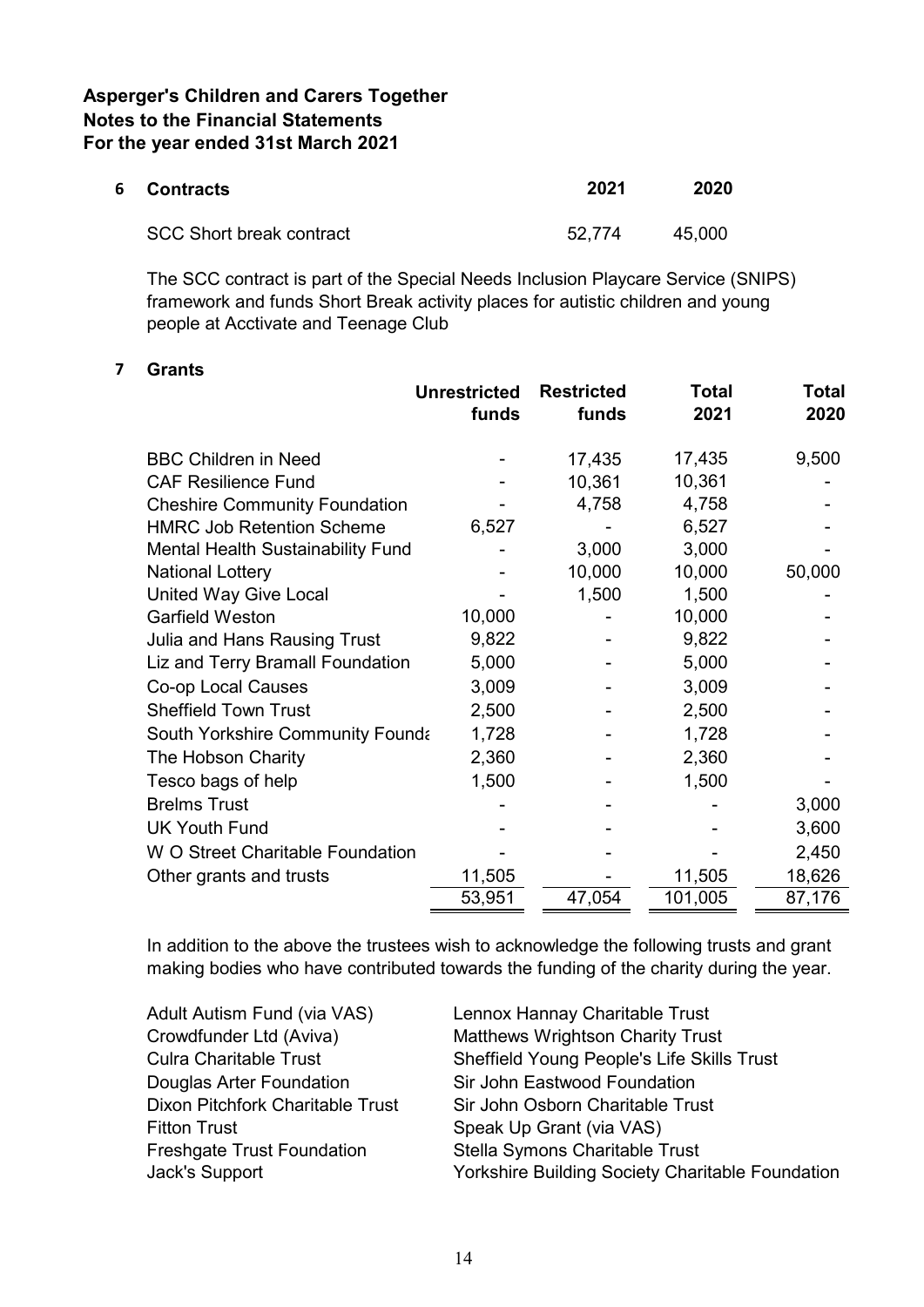**Asperger's Children and Carers Together**
**Notes to the Financial Statements**
**For the year ended 31st March 2021**

## 6 Contracts

| | 2021 | 2020 |
|---|---|---|
| SCC Short break contract | 52,774 | 45,000 |

The SCC contract is part of the Special Needs Inclusion Playcare Service (SNIPS) framework and funds Short Break activity places for autistic children and young people at Acctivate and Teenage Club

## 7 Grants

| | Unrestricted funds | Restricted funds | Total 2021 | Total 2020 |
|---|---|---|---|---|
| BBC Children in Need | - | 17,435 | 17,435 | 9,500 |
| CAF Resilience Fund | - | 10,361 | 10,361 | - |
| Cheshire Community Foundation | - | 4,758 | 4,758 | - |
| HMRC Job Retention Scheme | 6,527 | - | 6,527 | - |
| Mental Health Sustainability Fund | - | 3,000 | 3,000 | - |
| National Lottery | - | 10,000 | 10,000 | 50,000 |
| United Way Give Local | - | 1,500 | 1,500 | - |
| Garfield Weston | 10,000 | - | 10,000 | - |
| Julia and Hans Rausing Trust | 9,822 | - | 9,822 | - |
| Liz and Terry Bramall Foundation | 5,000 | - | 5,000 | - |
| Co-op Local Causes | 3,009 | - | 3,009 | - |
| Sheffield Town Trust | 2,500 | - | 2,500 | - |
| South Yorkshire Community Founda | 1,728 | - | 1,728 | - |
| The Hobson Charity | 2,360 | - | 2,360 | - |
| Tesco bags of help | 1,500 | - | 1,500 | - |
| Brelms Trust | - | - | - | 3,000 |
| UK Youth Fund | - | - | - | 3,600 |
| W O Street Charitable Foundation | - | - | - | 2,450 |
| Other grants and trusts | 11,505 | - | 11,505 | 18,626 |
| | 53,951 | 47,054 | 101,005 | 87,176 |

In addition to the above the trustees wish to acknowledge the following trusts and grant making bodies who have contributed towards the funding of the charity during the year.

- Adult Autism Fund (via VAS)
- Crowdfunder Ltd (Aviva)
- Culra Charitable Trust
- Douglas Arter Foundation
- Dixon Pitchfork Charitable Trust
- Fitton Trust
- Freshgate Trust Foundation
- Jack's Support
- Lennox Hannay Charitable Trust
- Matthews Wrightson Charity Trust
- Sheffield Young People's Life Skills Trust
- Sir John Eastwood Foundation
- Sir John Osborn Charitable Trust
- Speak Up Grant (via VAS)
- Stella Symons Charitable Trust
- Yorkshire Building Society Charitable Foundation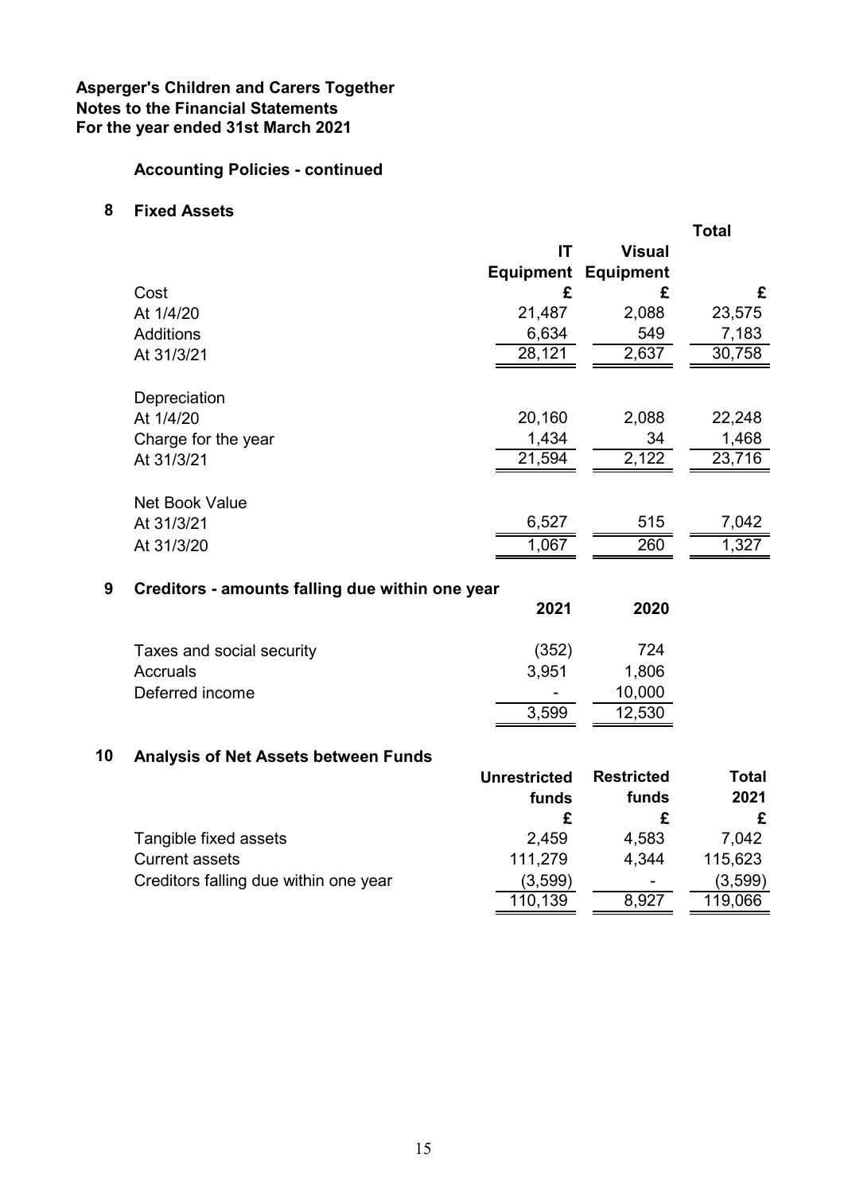**Asperger's Children and Carers Together**
**Notes to the Financial Statements**
**For the year ended 31st March 2021**

**Accounting Policies - continued**

## 8 Fixed Assets

| | IT Equipment | Visual Equipment | Total |
|---|---|---|---|
| Cost | £ | £ | £ |
| At 1/4/20 | 21,487 | 2,088 | 23,575 |
| Additions | 6,634 | 549 | 7,183 |
| At 31/3/21 | 28,121 | 2,637 | 30,758 |
| | | | |
| Depreciation | | | |
| At 1/4/20 | 20,160 | 2,088 | 22,248 |
| Charge for the year | 1,434 | 34 | 1,468 |
| At 31/3/21 | 21,594 | 2,122 | 23,716 |
| | | | |
| Net Book Value | | | |
| At 31/3/21 | 6,527 | 515 | 7,042 |
| At 31/3/20 | 1,067 | 260 | 1,327 |

## 9 Creditors - amounts falling due within one year

| | 2021 | 2020 |
|---|---|---|
| Taxes and social security | (352) | 724 |
| Accruals | 3,951 | 1,806 |
| Deferred income | - | 10,000 |
| | 3,599 | 12,530 |

## 10 Analysis of Net Assets between Funds

| | Unrestricted funds | Restricted funds | Total 2021 |
|---|---|---|---|
| | £ | £ | £ |
| Tangible fixed assets | 2,459 | 4,583 | 7,042 |
| Current assets | 111,279 | 4,344 | 115,623 |
| Creditors falling due within one year | (3,599) | - | (3,599) |
| | 110,139 | 8,927 | 119,066 |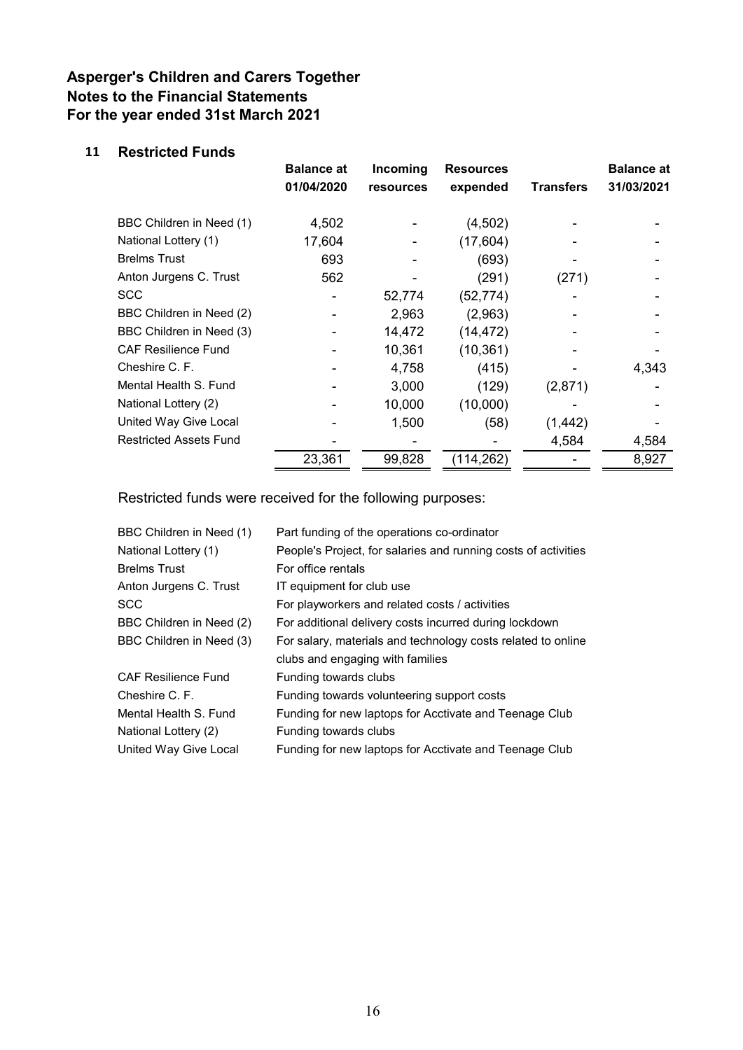# Asperger's Children and Carers Together
# Notes to the Financial Statements
# For the year ended 31st March 2021

## 11 Restricted Funds

| | Balance at 01/04/2020 | Incoming resources | Resources expended | Transfers | Balance at 31/03/2021 |
|---|---|---|---|---|---|
| BBC Children in Need (1) | 4,502 | - | (4,502) | - | - |
| National Lottery (1) | 17,604 | - | (17,604) | - | - |
| Brelms Trust | 693 | - | (693) | - | - |
| Anton Jurgens C. Trust | 562 | - | (291) | (271) | - |
| SCC | - | 52,774 | (52,774) | - | - |
| BBC Children in Need (2) | - | 2,963 | (2,963) | - | - |
| BBC Children in Need (3) | - | 14,472 | (14,472) | - | - |
| CAF Resilience Fund | - | 10,361 | (10,361) | - | - |
| Cheshire C. F. | - | 4,758 | (415) | - | 4,343 |
| Mental Health S. Fund | - | 3,000 | (129) | (2,871) | - |
| National Lottery (2) | - | 10,000 | (10,000) | - | - |
| United Way Give Local | - | 1,500 | (58) | (1,442) | - |
| Restricted Assets Fund | - | - | - | 4,584 | 4,584 |
| | 23,361 | 99,828 | (114,262) | - | 8,927 |

Restricted funds were received for the following purposes:

| | |
|---|---|
| BBC Children in Need (1) | Part funding of the operations co-ordinator |
| National Lottery (1) | People's Project, for salaries and running costs of activities |
| Brelms Trust | For office rentals |
| Anton Jurgens C. Trust | IT equipment for club use |
| SCC | For playworkers and related costs / activities |
| BBC Children in Need (2) | For additional delivery costs incurred during lockdown |
| BBC Children in Need (3) | For salary, materials and technology costs related to online clubs and engaging with families |
| CAF Resilience Fund | Funding towards clubs |
| Cheshire C. F. | Funding towards volunteering support costs |
| Mental Health S. Fund | Funding for new laptops for Acctivate and Teenage Club |
| National Lottery (2) | Funding towards clubs |
| United Way Give Local | Funding for new laptops for Acctivate and Teenage Club |